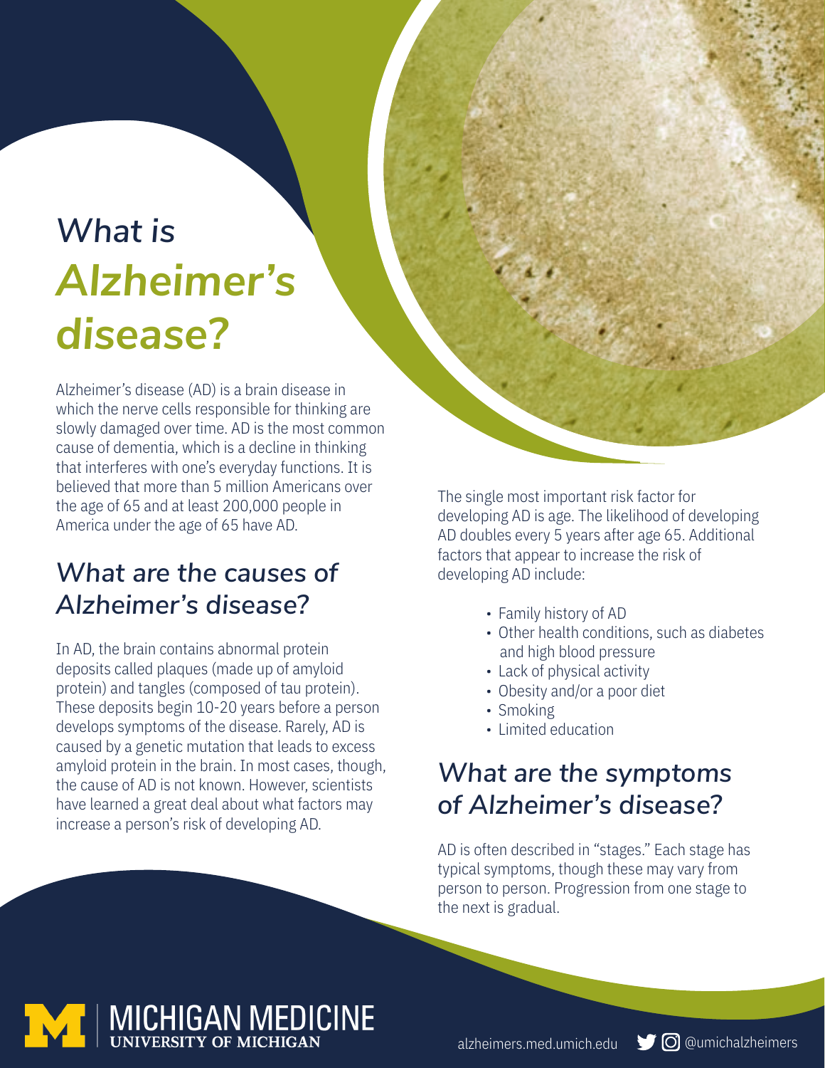# What is Alzheimer's disease?

Alzheimer's disease (AD) is a brain disease in which the nerve cells responsible for thinking are slowly damaged over time. AD is the most common cause of dementia, which is a decline in thinking that interferes with one's everyday functions. It is believed that more than 5 million Americans over the age of 65 and at least 200,000 people in America under the age of 65 have AD.

## What are the causes of Alzheimer's disease?

In AD, the brain contains abnormal protein deposits called plaques (made up of amyloid protein) and tangles (composed of tau protein). These deposits begin 10-20 years before a person develops symptoms of the disease. Rarely, AD is caused by a genetic mutation that leads to excess amyloid protein in the brain. In most cases, though, the cause of AD is not known. However, scientists have learned a great deal about what factors may increase a person's risk of developing AD.

The single most important risk factor for developing AD is age. The likelihood of developing AD doubles every 5 years after age 65. Additional factors that appear to increase the risk of developing AD include:

- Family history of AD
- Other health conditions, such as diabetes and high blood pressure
- Lack of physical activity
- Obesity and/or a poor diet
- Smoking
- Limited education

## What are the symptoms of Alzheimer's disease?

AD is often described in "stages." Each stage has typical symptoms, though these may vary from person to person. Progression from one stage to the next is gradual.

MICHIGAN MEDICINE
UNIVERSITY OF MICHIGAN

alzheimers.med.umich.edu @umichalzheimers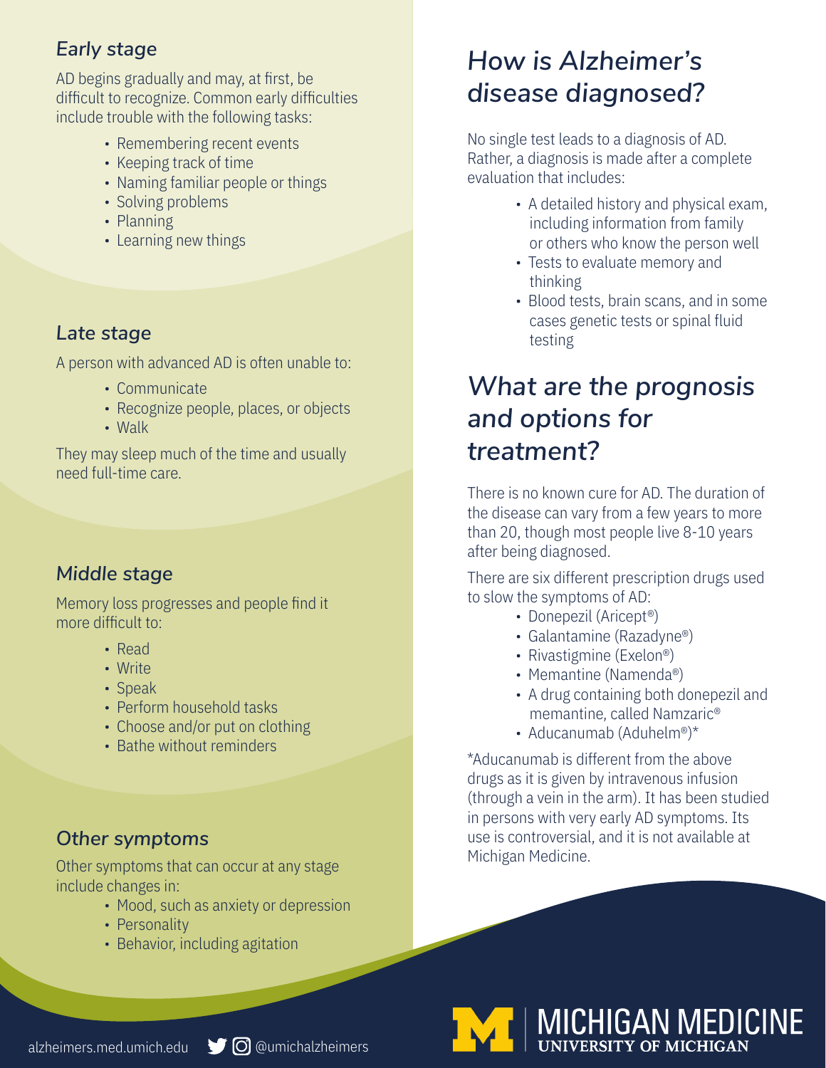### *Early stage*

AD begins gradually and may, at first, be difficult to recognize. Common early difficulties include trouble with the following tasks:

- Remembering recent events
- Keeping track of time
- Naming familiar people or things
- Solving problems
- Planning
- Learning new things

### *Late stage*

A person with advanced AD is often unable to:

- Communicate
- Recognize people, places, or objects
- Walk

They may sleep much of the time and usually need full-time care.

### *Middle stage*

Memory loss progresses and people find it more difficult to:

- Read
- Write
- Speak
- Perform household tasks
- Choose and/or put on clothing
- Bathe without reminders

### *Other symptoms*

Other symptoms that can occur at any stage include changes in:

- Mood, such as anxiety or depression
- Personality
- Behavior, including agitation

## *How is Alzheimer's disease diagnosed?*

No single test leads to a diagnosis of AD. Rather, a diagnosis is made after a complete evaluation that includes:

- A detailed history and physical exam, including information from family or others who know the person well
- Tests to evaluate memory and thinking
- Blood tests, brain scans, and in some cases genetic tests or spinal fluid testing

## *What are the prognosis and options for treatment?*

There is no known cure for AD. The duration of the disease can vary from a few years to more than 20, though most people live 8-10 years after being diagnosed.

There are six different prescription drugs used to slow the symptoms of AD:

- Donepezil (Aricept®)
- Galantamine (Razadyne®)
- Rivastigmine (Exelon®)
- Memantine (Namenda®)
- A drug containing both donepezil and memantine, called Namzaric®
- Aducanumab (Aduhelm®)*

*Aducanumab is different from the above drugs as it is given by intravenous infusion (through a vein in the arm). It has been studied in persons with very early AD symptoms. Its use is controversial, and it is not available at Michigan Medicine.

alzheimers.med.umich.edu @umichalzheimers

MICHIGAN MEDICINE
UNIVERSITY OF MICHIGAN